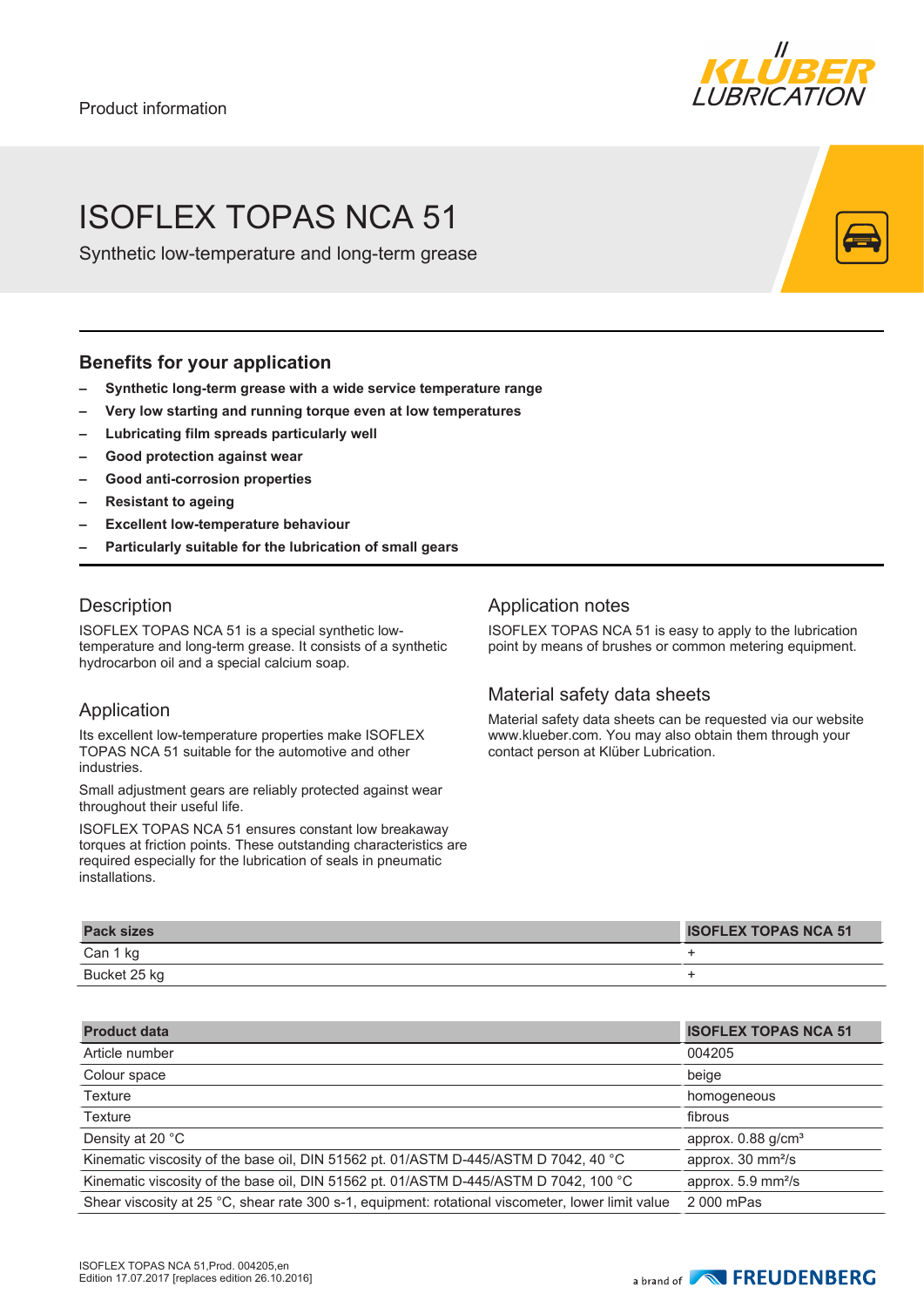Product information

# ISOFLEX TOPAS NCA 51

Synthetic low-temperature and long-term grease

## Benefits for your application

- **Synthetic long-term grease with a wide service temperature range**
- **Very low starting and running torque even at low temperatures**
- **Lubricating film spreads particularly well**
- **Good protection against wear**
- **Good anti-corrosion properties**
- **Resistant to ageing**
- **Excellent low-temperature behaviour**
- **Particularly suitable for the lubrication of small gears**

## Description

ISOFLEX TOPAS NCA 51 is a special synthetic low-temperature and long-term grease. It consists of a synthetic hydrocarbon oil and a special calcium soap.

## Application

Its excellent low-temperature properties make ISOFLEX TOPAS NCA 51 suitable for the automotive and other industries.

Small adjustment gears are reliably protected against wear throughout their useful life.

ISOFLEX TOPAS NCA 51 ensures constant low breakaway torques at friction points. These outstanding characteristics are required especially for the lubrication of seals in pneumatic installations.

## Application notes

ISOFLEX TOPAS NCA 51 is easy to apply to the lubrication point by means of brushes or common metering equipment.

## Material safety data sheets

Material safety data sheets can be requested via our website www.klueber.com. You may also obtain them through your contact person at Klüber Lubrication.

| Pack sizes | ISOFLEX TOPAS NCA 51 |
|---|---|
| Can 1 kg | + |
| Bucket 25 kg | + |

| Product data | ISOFLEX TOPAS NCA 51 |
|---|---|
| Article number | 004205 |
| Colour space | beige |
| Texture | homogeneous |
| Texture | fibrous |
| Density at 20 °C | approx. 0.88 g/cm³ |
| Kinematic viscosity of the base oil, DIN 51562 pt. 01/ASTM D-445/ASTM D 7042, 40 °C | approx. 30 mm²/s |
| Kinematic viscosity of the base oil, DIN 51562 pt. 01/ASTM D-445/ASTM D 7042, 100 °C | approx. 5.9 mm²/s |
| Shear viscosity at 25 °C, shear rate 300 s-1, equipment: rotational viscometer, lower limit value | 2 000 mPas |

ISOFLEX TOPAS NCA 51,Prod. 004205,en
Edition 17.07.2017 [replaces edition 26.10.2016]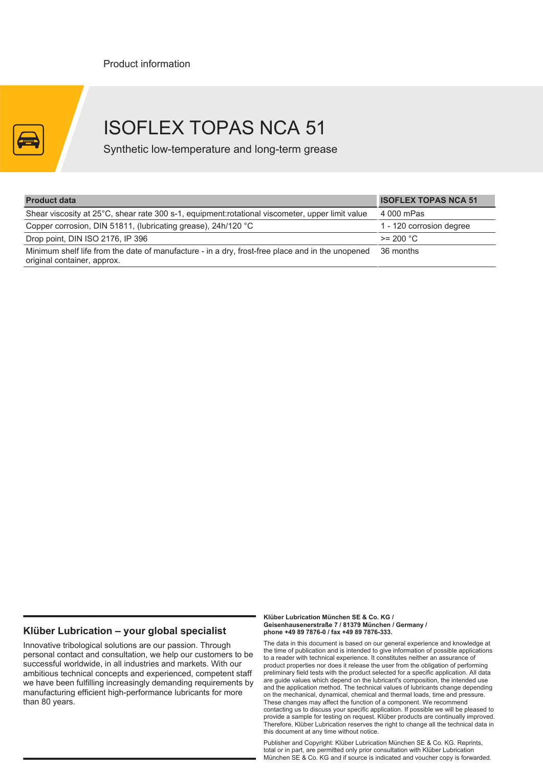Product information

# ISOFLEX TOPAS NCA 51

Synthetic low-temperature and long-term grease

| Product data | ISOFLEX TOPAS NCA 51 |
| --- | --- |
| Shear viscosity at 25°C, shear rate 300 s-1, equipment:rotational viscometer, upper limit value | 4 000 mPas |
| Copper corrosion, DIN 51811, (lubricating grease), 24h/120 °C | 1 - 120 corrosion degree |
| Drop point, DIN ISO 2176, IP 396 | >= 200 °C |
| Minimum shelf life from the date of manufacture - in a dry, frost-free place and in the unopened original container, approx. | 36 months |

## Klüber Lubrication – your global specialist

Innovative tribological solutions are our passion. Through personal contact and consultation, we help our customers to be successful worldwide, in all industries and markets. With our ambitious technical concepts and experienced, competent staff we have been fulfilling increasingly demanding requirements by manufacturing efficient high-performance lubricants for more than 80 years.

**Klüber Lubrication München SE & Co. KG / Geisenhausenerstraße 7 / 81379 München / Germany / phone +49 89 7876-0 / fax +49 89 7876-333.**

The data in this document is based on our general experience and knowledge at the time of publication and is intended to give information of possible applications to a reader with technical experience. It constitutes neither an assurance of product properties nor does it release the user from the obligation of performing preliminary field tests with the product selected for a specific application. All data are guide values which depend on the lubricant's composition, the intended use and the application method. The technical values of lubricants change depending on the mechanical, dynamical, chemical and thermal loads, time and pressure. These changes may affect the function of a component. We recommend contacting us to discuss your specific application. If possible we will be pleased to provide a sample for testing on request. Klüber products are continually improved. Therefore, Klüber Lubrication reserves the right to change all the technical data in this document at any time without notice.

Publisher and Copyright: Klüber Lubrication München SE & Co. KG. Reprints, total or in part, are permitted only prior consultation with Klüber Lubrication München SE & Co. KG and if source is indicated and voucher copy is forwarded.